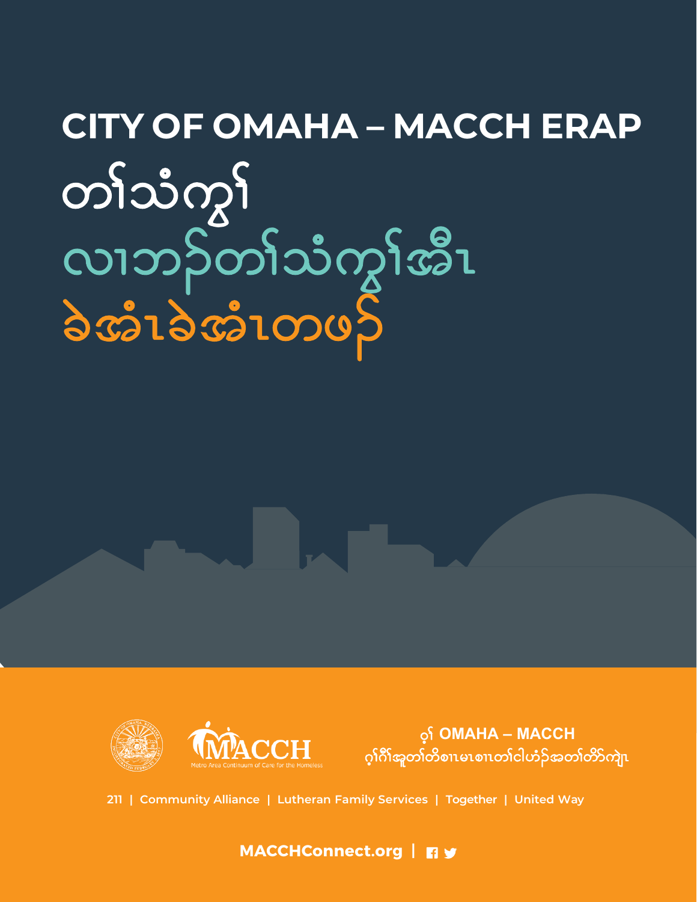# CITY OF OMAHA – MACCH ERAP

## တၢ်သံကွၢ်

## လၢဘၣ်တၢ်သံကွၢ်အီၤ

## ခဲအံၤခဲအံၤတဖၣ်

ဝ့ၢ် OMAHA – MACCH
ဂ့ၢ်ဂီၢ်အူတၢ်တိစၢၤမၤစၢၤတၢ်ငါယဲၣ်အတၢ်တိာ်ကျဲၤ

211 | Community Alliance | Lutheran Family Services | Together | United Way

MACCHConnect.org |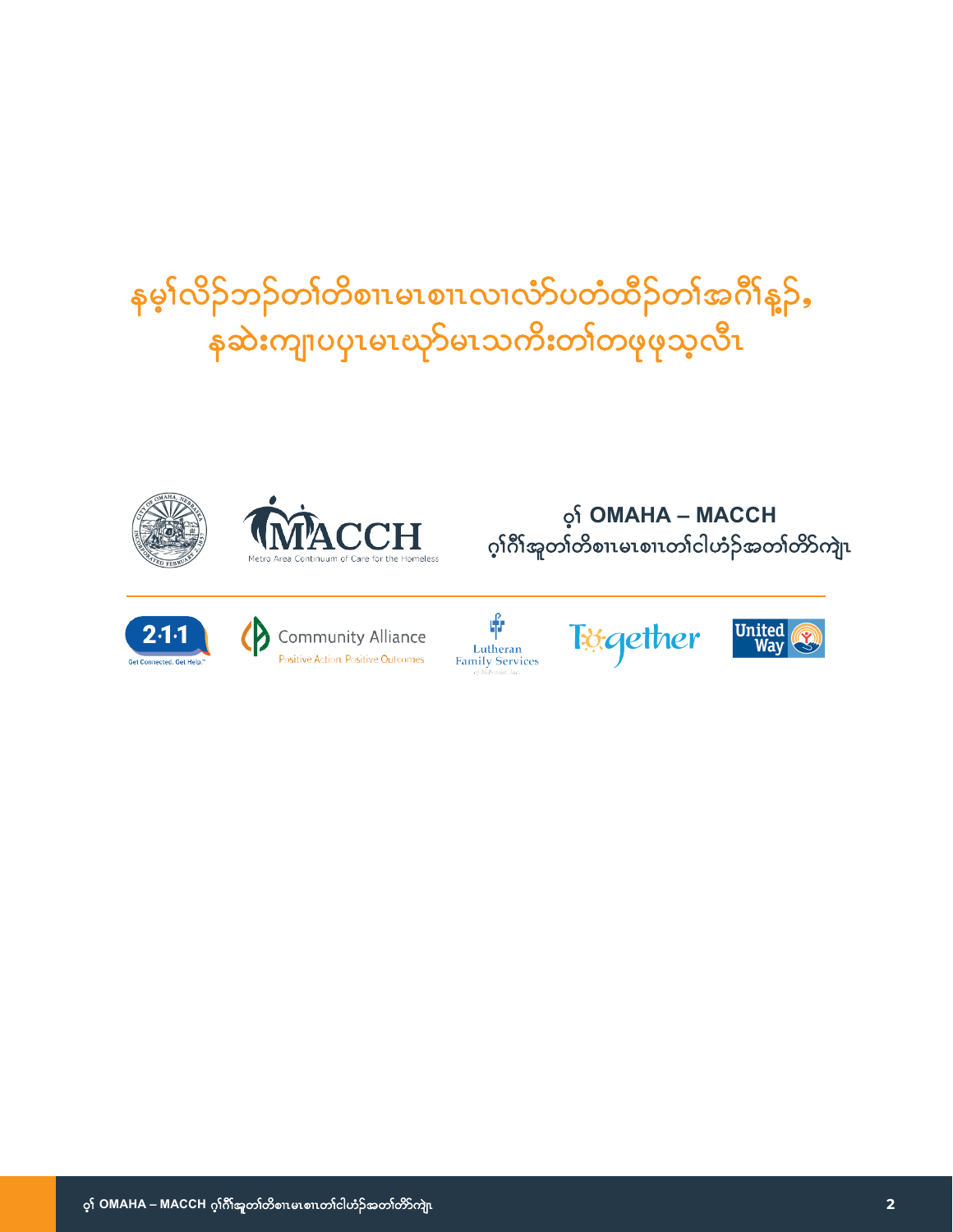# နမ့ၢ်လိဉ်ဘၣ်တၢ်တိစၢၤမၤစၢၤလၢလံာ်ပတံထီဉ်တၢ်အဂီၢ်န့ဉ်, နဆဲးကျၢပှၤမၤဃာ်မၤသကိးတၢ်တဖုဖုသ့လီၤ

ဝ့ၢ် OMAHA – MACCH
ဂ့ၢ်ဂီၢ်အူတၢ်တိစၢၤမၤစၢၤတၢ်ငါဟံၣ်အတၢ်တိာ်ကျဲၤ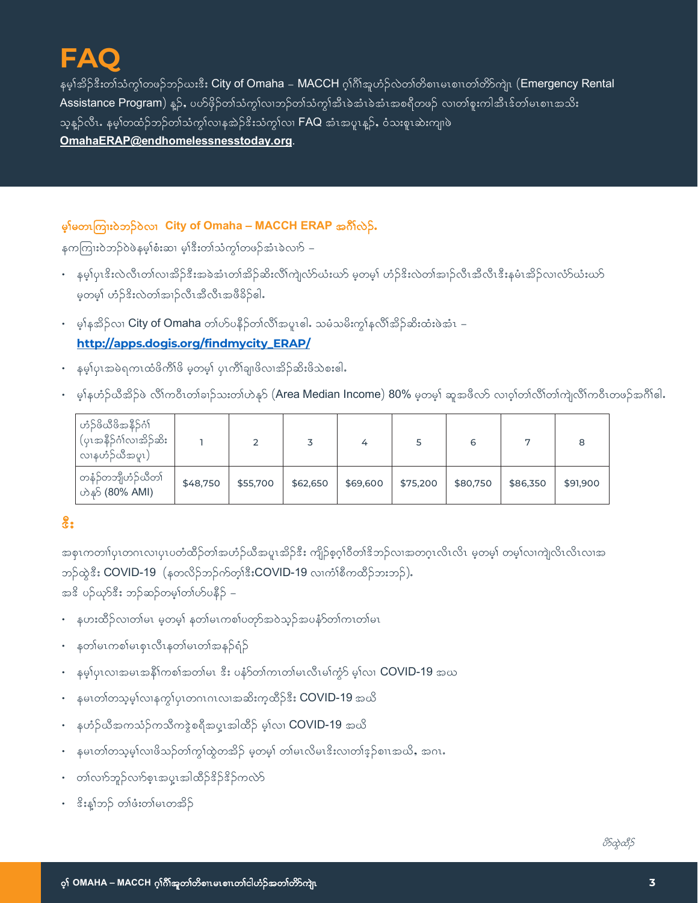# FAQ

နမ့်အိဉ်ဒီးတၢ်သံကွၢ်တဖဉ်ဘဉ်ယးဒီး City of Omaha – MACCH ဂ့ၢ်ကီၢ်အူဟံဉ်လဲတၢ်တိစၢၤမၤစၢၤတၢ်တိာ်ကျဲၤ (Emergency Rental Assistance Program) နှဉ်, ပဟ်ဖှိဉ်တၢ်သံကွၢ်လၢဘဉ်တၢ်သံကွၢ်အီၤခဲအံၤခဲအံၤအစရီတဖဉ် လၢတၢ်စူးကါအီၤဒ်တၢ်မၤစၢၤအသိး သ့နှဉ်လီၤ. နမ့်တထံဉ်ဘဉ်တၢ်သံကွၢ်လၢနအဲဉ်ဒိးသံကွၢ်လၢ FAQ အံၤအပူၤနှဉ်, ဝံသးစူၤဆဲးကျၢဲ **OmahaERAP@endhomelessnesstoday.org**.

## မ့ၢ်မတၤကြၢးဝဲဘဉ်ဝဲလၢ City of Omaha – MACCH ERAP အဂီၢ်လဲဉ်.

နကကြၢးဝဲဘဉ်ဝဲဖဲနမ့ၢ်စံးဆၢ မ့ၢ်ဒီးတၢ်သံကွၢ်တဖဉ်အံၤခဲလၢာ် –

- နမ့ၢ်ပုၤဒိးလဲလီၤတၢ်လၢအိဉ်ဒီးအခဲအံၤတၢ်အိဉ်ဆိးလိၢ်ကျဲလံာ်ယံးယာ် မ့တမ့ၢ် ဟံဉ်ဒိးလဲတၢ်အၢဉ်လီၤအီလီၤဒိးနမံၤအိဉ်လၢလံာ်ယံးယာ် မ့တမ့ၢ် ဟံဉ်ဒိးလဲတၢ်အၢဉ်လီၤအီလီၤအဖီခိဉ်ဧါ.
- မ့ၢ်နအိဉ်လၢ City of Omaha တၢ်ဟ်ပနိဉ်တၢ်လိၢ်အပူၤဧါ. သမံသမိးကွၢ်နလိၢ်အိဉ်ဆိးထံးဖဲအံၤ – **http://apps.dogis.org/findmycity_ERAP/**
- နမ့ၢ်ပုၤအဖဲရကၤထံဖိကိၢ်ဖိ မ့တမ့ၢ် ပုၤကိၢ်ချၢဖိလၢအိဉ်ဆိးဖိသဲစးဧါ.
- မ့ၢ်နဟံဉ်ယီအိဉ်ဖဲ လိၢ်ကဝီၤတၢ်ခါဉ်သးတၢ်ဟဲနှာ် (Area Median Income) 80% မ့တမ့ၢ် ဆူအဖီလာ် လၢဝ့ၢ်တၢ်လိၢ်တၢ်ကျဲလိၢ်ကဝီၤတဖဉ်အဂီၢ်ဧါ.

| ဟံဉ်ဖိယီဖိအနီဉ်ဂံၢ် (ပုၤအနီဉ်ဂံၢ်လၢအိဉ်ဆိးလၢနဟံဉ်ယီအပူၤ) | 1 | 2 | 3 | 4 | 5 | 6 | 7 | 8 |
|---|---|---|---|---|---|---|---|---|
| တနံဉ်တဘျီဟံဉ်ယီတၢ်ဟဲနှာ် (80% AMI) | $48,750 | $55,700 | $62,650 | $69,600 | $75,200 | $80,750 | $86,350 | $91,900 |

## ဒီး

အစုၤကတၢၢ်ပုၤတဂၤလၢပုၤပတံထိဉ်တၢ်အဟံဉ်ယီအပူၤအိဉ်ဒီး ကျိဉ်စ့ဂ့ၢ်ဝီတၢ်ဒိဘဉ်လၢအတဂ့ၤလီၤလီၤ မ့တမ့ၢ် တမ့ၢ်လၢကျဲလီၤလီၤလၢအဘဉ်ထွဲဒီး COVID-19 (နတလိဉ်ဘဉ်ဂ်တ့ၢ်ဒီးCOVID-19 လၢကံၢ်စိကထိဉ်ဘးဘဉ်).
အဒိ ပဉ်ယှာ်ဒီး ဘဉ်ဆဉ်တမ့ၢ်တၢ်ဟ်ပနိဉ် –

- နဟးထိဉ်လၢတၢ်မၤ မ့တမ့ၢ် နတၢ်မၤကစၢ်ပတုာ်အဝဲသ့ဉ်အပနံာ်တၢ်ကၤတၢ်မၤ
- နတၢ်မၤကစၢ်မၤစှၤလီၤနတၢ်မၤတၢ်အနဉ်ရံဉ်
- နမ့ၢ်ပုၤလၢအမၤအနီၢ်ကစၢ်အတၢ်မၤ ဒီး ပနံာ်တၢ်ကၤတၢ်မၤလီၤမၢ်ကွံာ် မ့ၢ်လၢ COVID-19 အဃ
- နမၤတၢ်တသ့မ့ၢ်လၢနကွၢ်ပုၤတဂၤဂၤလၢအဆိးက့ထိဉ်ဒီး COVID-19 အဃိ
- နဟံဉ်ယီအကသံဉ်ကသီကဘွဲစရိအပှၤအါထိဉ် မ့ၢ်လၢ COVID-19 အဃိ
- နမၤတၢ်တသ့မ့ၢ်လၢဖိသဉ်တၢ်ကွၢ်ထွဲတအိဉ် မ့တမ့ၢ် တၢ်မၤလိမၤဒိးလၢတၢ်ဒ့ဉ်စၢၤအဃိ, အဂၤ.
- တၢ်လၢာ်ဘူဉ်လၢာ်စ့ၤအပှၤအါထိဉ်ဒိဉ်ဒိဉ်ကလဲာ်
- ဒိးန့ၢ်ဘဉ် တၢ်ဖံးတၢ်မၤတအိဉ်

*ဟ်ထွဲထီဉ်*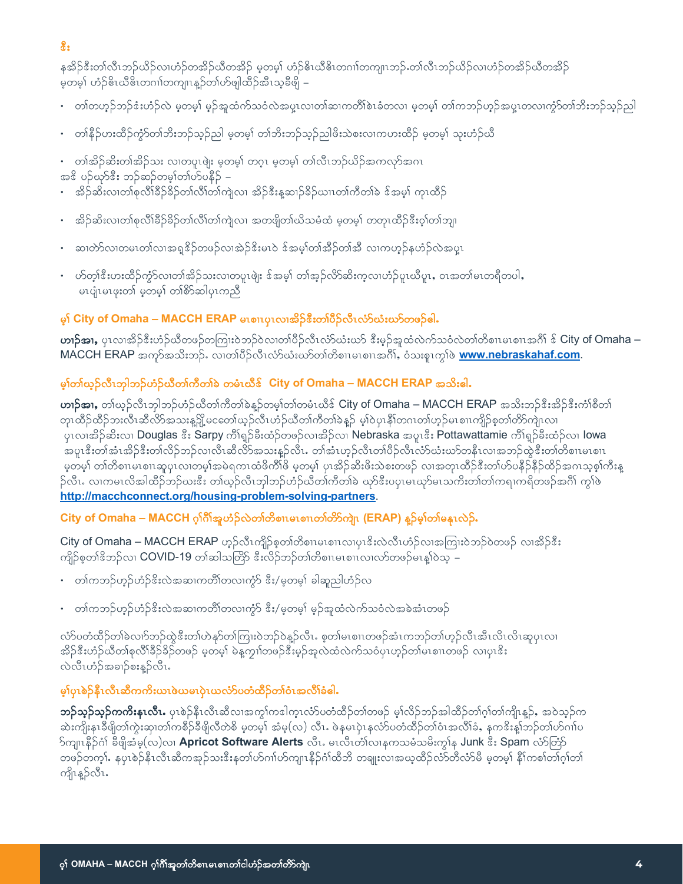**ဒီး**

နအိဉ်ဒီးတၢ်လီၤဘဉ်ယိဉ်လၢဟံဉ်တအိဉ်ယီတအိဉ် မ့တမ့ၢ် ဟံဉ်ဖိၤယီဖိၤတဂၢၢ်တကျၢၤဘဉ်.တၢ်လီၤဘဉ်ယိဉ်လၢဟံဉ်တအိဉ်ယီတအိဉ် မ့တမ့ၢ် ဟံဉ်ဖိၤယီဖိၤတဂၢၢ်တကျၢၤန့ဉ်တၢ်ဟ်ဖျါထိဉ်အီၤသ့ခီဖျိ –

- တၢ်တဟ့ဉ်ဘဉ်ဒံးဟံဉ်လဲ မ့တမ့ၢ် မ့ဉ်အူထံက်သဝံလဲအပ្ភၤလၢတၢ်ဆၢကတီၢ်စဲၤခံတလၢ မ့တမ့ၢ် တၢ်ကဘဉ်ဟ့ဉ်အပ្ភၤတလၢကွံာ်တၢ်ဘိးဘဉ်သ့ဉ်ညါ
- တၢ်နီဉ်ဟးထိဉ်ကွံာ်တၢ်ဘိးဘဉ်သ့ဉ်ညါ မ့တမ့ၢ် တၢ်ဘိးဘဉ်သ့ဉ်ညါဖိးသဲစးလၢကဟးထိဉ် မ့တမ့ၢ် သုးဟံဉ်ယီ
- တၢ်အိဉ်ဆိးတၢ်အိဉ်သး လၢတပူၤဖျဲး မ့တမ့ၢ် တဂ့ၤ မ့တမ့ၢ် တၢ်လီၤဘဉ်ယိဉ်အကလှာ်အဂၤ

အဒိ ပဉ်ယှာ်ဒီး ဘဉ်ဆဉ်တမ့ၢ်တၢ်ဟ်ပနီဉ် –

- အိဉ်ဆိးလၢတၢ်စုလီၢ်ခီဉ်ခိဉ်တၢ်လီၢ်တၢ်ကျဲလၢ အိဉ်ဒီးန့ဆၢဉ်ခိဉ်ယၢၤတၢ်ကီတၢ်ခဲ ဒ်အမ့ၢ် ကုၤထိဉ်
- အိဉ်ဆိးလၢတၢ်စုလီၢ်ခီဉ်ခိဉ်တၢ်လီၢ်တၢ်ကျဲလၢ အတဖျိတၢ်ယိသမံထံ မ့တမ့ၢ် တတုၤထိဉ်ဒီးဝ့ၢ်တၢ်ဘျၢ
- ဆၢတဲာ်လၢတမၤတၢ်လၢအရှ့ဒိဉ်တဖဉ်လၢအဲဉ်ဒိးမၤဝဲ ဒ်အမ့ၢ်တၢ်အိဉ်တၢ်အီ လၢကဟ့ဉ်နဟံဉ်လဲအပ្ភၤ
- ပာ်တ့ၢ်ဒီးဟးထိဉ်ကွံာ်လၢတၢ်အိဉ်သးလၢတပူၤဖျဲး ဒ်အမ့ၢ် တၢ်အှဉ်လိာ်ဆိးက့လၢဟံဉ်ပူၤယီပူၤ, ဝၤအတၢ်မၤတရီတပါ, မၤပျံၤမၤဖုးတၢ် မ့တမ့ၢ် တၢ်စိာ်ဆါပှၤကညီ

## မ့ၢ် City of Omaha – MACCH ERAP မၤစၢၤပှၤလၢအိဉ်ဒီးတၢ်ပိဉ်လီၤလံာ်ယံးယာ်တဖဉ်ဓါ.

**ဟၢဉ်အၢ,** ပှၤလၢအိဉ်ဒီးဟံဉ်ယီတဖဉ်တကြၢးဝဲဘဉ်ဝဲလၢတၢ်ပိဉ်လီၤလံာ်ယံးယာ် ဒီးမ့ဉ်အူထံလဲက်သဝံလဲတၢ်တိစၢၤမၤစၢၤအဂီၢ် ဒ် City of Omaha – MACCH ERAP အကူာ်အသိးဘဉ်. လၢတၢ်ပိဉ်လီၤလံာ်ယံးယာ်တၢ်တိစၢၤမၤစၢၤအဂီၢ်, ဝံသးစူၤကွၢ်ဖဲ **www.nebraskahaf.com**.

## မ့ၢ်တၢ်ယှဉ်လီၤဘျါဘဉ်ဟံဉ်ယီတၢ်ကီတၢ်ခဲ တမံၤယီဒ် City of Omaha – MACCH ERAP အသိးဓါ.

**ဟၢဉ်အၢ,** တၢ်ယှဉ်လီၤဘျါဘဉ်ဟံဉ်ယီတၢ်ကီတၢ်ခဲန့ဉ်တမ့ၢ်တၢ်တမံၤယီဒ် City of Omaha – MACCH ERAP အသိးဘဉ်ဒီးအိဉ်ဒီးကံၢ်စိတၢ်တုၤထိဉ်ထိဉ်ဘးလီၤဆီလိာ်အသးန့ဉ်ႋမဝေတၢ်ယှဉ်လီၤဟံဉ်ယီတၢ်ကီတၢ်ခဲန့ဉ် မ့ၢ်ဝဲပှၤနီၢ်တဂၤတၢ်ဟ့ဉ်မၤစၢၤကျိဉ်စ့တၢ်တိာ်ကျဲၤလၢ ပှၤလၢအိဉ်ဆိးလၢ Douglas ဒီး Sarpy ကိၢ်ရှဉ်ခီးထံဉ်တဖဉ်လၢအိဉ်လၢ Nebraska အပူၤဒီး Pottawattamie ကိၢ်ရှဉ်ခီးထံဉ်လၢ Iowa အပူၤဒီးတၢ်အံၤအိဉ်ဒီးတၢ်လိဉ်ဘဉ်လၢလီၤဆီလိာ်အသးန့ဉ်လီၤ. တၢ်အံၤဟ့ဉ်လီၤတၢ်ပိဉ်လီၤလံာ်ယံးယာ်တနီၤလၢအဘဉ်ထွဲဒီးတၢ်တိစၢၤမၤစၢၤ မ့တမ့ၢ် တၢ်တိစၢၤမၤစၢၤဆူပှၤလၢတမ့ၢ်အမဲရကၤထံဖိကိၢ်ဖိ မ့တမ့ၢ် ပှၤအိဉ်ဆိးဖိးသဲစးတဖဉ် လၢအတုၤထိဉ်ဒီးတၢ်ဟ်ပနီဉ်နီဉ်ထံဉ်အဂၤသ့စ့ၢ်ကီးန့ဉ်လီၤ. လၢကမၤလိအါထိဉ်ဘဉ်ဃးဒီး တၢ်ယှဉ်လီၤဘျါဘဉ်ဟံဉ်ယီတၢ်ကီတၢ်ခဲ ယုာ်ဒီးပပှၤမၤယှာ်မၤသကိးတၢ်တၢ်ကရၢကရိတဖဉ်အဂီၢ် ကွၢ်ဖဲ **http://macchconnect.org/housing-problem-solving-partners**.

## City of Omaha – MACCH ဂ့ၢ်ဂီၢ်အူဟံဉ်လဲတၢ်တိစၢၤမၤစၢၤတၢ်တိာ်ကျဲၤ (ERAP) န့ဉ်မ့ၢ်တၢ်မနုၤလဲဉ်.

City of Omaha – MACCH ERAP ဟ့ဉ်လီၤကျိဉ်စ့တၢ်တိစၢၤမၤစၢၤလၢပှၤဒိးလဲလီၤဟံဉ်လၢအကြၢးဝဲဘဉ်ဝဲတဖဉ် လၢအိဉ်ဒီး ကျိဉ်စ့တၢ်ဒိဘဉ်လၢ COVID-19 တၢ်ဆါသတြိာ် ဒီးလိဉ်ဘဉ်တၢ်တိစၢၤမၤစၢၤလၢလာ်တဖဉ်မၤန့ၢ်ဝဲသ့ –

- တၢ်ကဘဉ်ဟ့ဉ်ဟံဉ်ဒိးလဲအဆၢကတီၢ်တလၢကွံာ် ဒီး/မ့တမ့ၢ် ခါဆူညါဟံဉ်လ
- တၢ်ကဘဉ်ဟ့ဉ်ဟံဉ်ဒိးလဲအဆၢကတီၢ်တလၢကွံာ် ဒီး/မ့တမ့ၢ် မ့ဉ်အူထံလဲက်သဝံလဲအခဲအံၤတဖဉ်

လံာ်ပတံထိဉ်တၢ်ခဲလၢာ်ဘဉ်ထွဲဒီးတၢ်ဟဲနာ်တၢ်ကြၢးဝဲဘဉ်ဝဲန့ဉ်လီၤ. စ့တၢ်မၤစၢၤတဖဉ်အံၤကဘဉ်တၢ်ဟ့ဉ်လီၤအီၤလီၤလီၤဆူပှၤလၢ အိဉ်ဒီးဟံဉ်ယီတၢ်စုလီၢ်ခီဉ်ခိဉ်တဖဉ် မ့တမ့ၢ် မဲနကျၢၢ်တဖဉ်ဒီးမ့ဉ်အူလဲထံလဲက်သဝံပှၤဟ့ဉ်တၢ်မၤစၢၤတဖဉ် လၢပှၤဒိး လဲလီၤဟံဉ်အခၢဉ်စးန့ဉ်လီၤ.

## မ့ၢ်ပှၤစဲဉ်နီၤလီၤဆီကကိးယၢၤဖဲယမၤပှဲၤယလံာ်ပတံထိဉ်တၢ်ဝံၤအလီၢ်ခံဓါ.

**ဘဉ်သ့ဉ်သ့ဉ်ကကိးနၤလီၤ.** ပှၤစဲဉ်နီၤလီၤဆီလၢအကွၢ်ကါကုၤလံာ်ပတံထိဉ်တၢ်တဖဉ် မ့ၢ်လိဉ်ဘဉ်အါထိဉ်တၢ်ဂ့ၢ်တၢ်ကျိၤန့ဉ်, အဝဲသ့ဉ်က ဆဲးကျိးနၤခီဖျိတၢ်ကွဲးဆှၢတၢ်ကစီဉ်ခီဖျိလီတဲစိ မ့တမ့ၢ် အံမ့(လ) လီၤ. ဖဲနမၤပှဲၤနလံာ်ပတံထိဉ်တၢ်ဝံၤအလီၢ်ခံ, နကဒိးန့ၢ်ဘဉ်တၢ်ဟ်ဂၢၢ်ပ ဉ်ကျၢၤနီဉ်ဂံၢ် ခီဖျိအံမ့(လ)လၢ **Apricot Software Alerts** လီၤ. မၤလီၤတံၢ်လၢနကသမံသမိးကွၢ်န Junk ဒီး Spam လံာ်တြံာ် တဖဉ်တက့ၢ်. နပှၤစဲဉ်နီၤလီၤဆီကအှဉ်သးဒီးနတၢ်ဟ်ဂၢၢ်ပ်ကျၢၤနီဉ်ဂံၢ်ထီဘိ တချုးလၢအယ့ထိဉ်လံာ်တီလံာ်မီ မ့တမ့ၢ် နီၢ်ကစၢ်တၢ်ဂ့ၢ်တၢ် ကျိၤန့ဉ်လီၤ.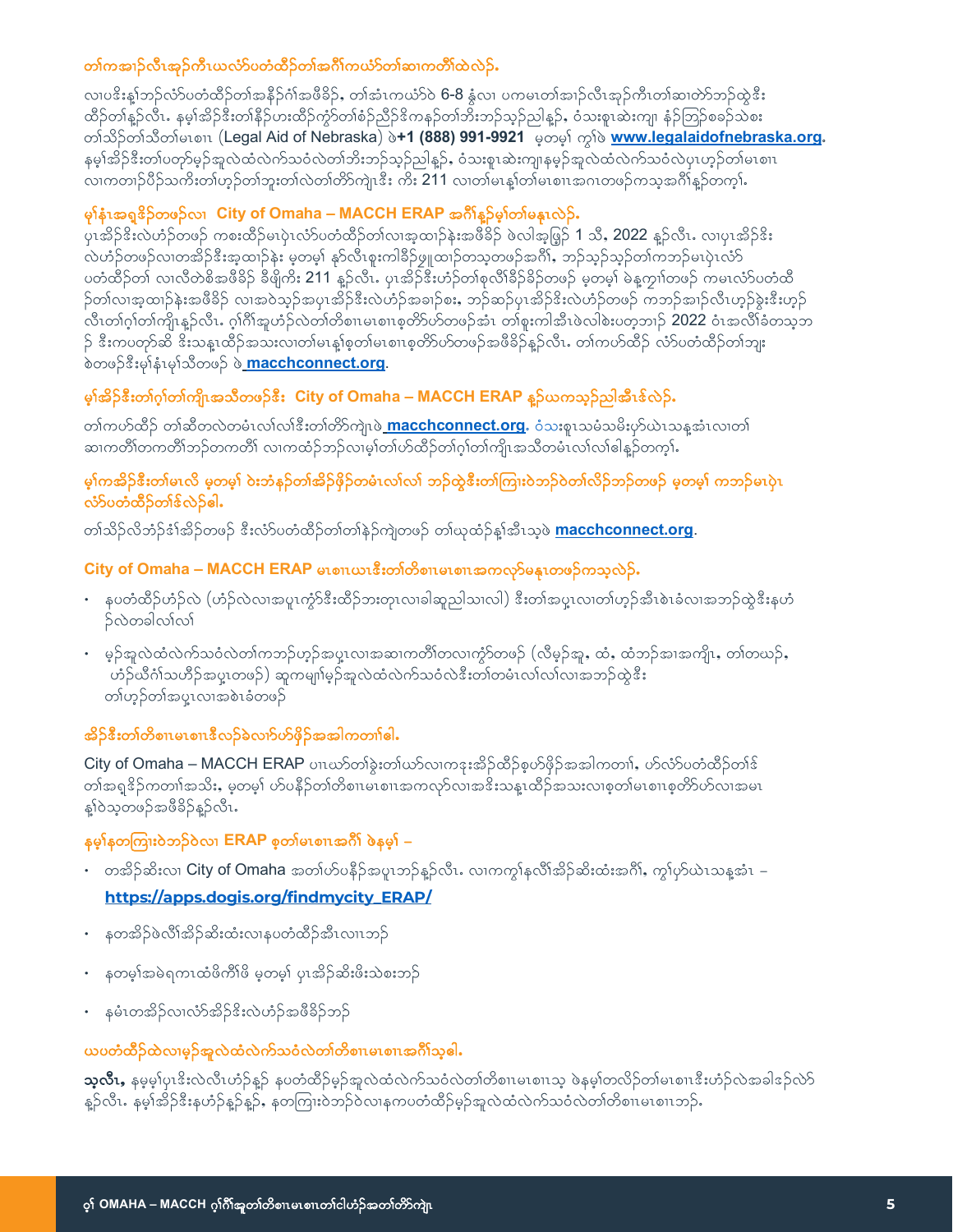## တၢ်ကအၢဉ်လီၤအှဉ်ကီၤယလံာ်ပတံထီဉ်တၢ်အဂီၢ်ကယဲာ်တၢ်ဆၢကတီၢ်ထဲလဲဉ်.

လၢပဒိးန့ၢ်ဘဉ်လံာ်ပတံထီဉ်တၢ်အနိဉ်ဂံၢ်အဖီခိဉ်, တၢ်အံၤကယဲာ်ဝဲ 6-8 နံၤလၢ ပကမၤတၢ်အၢဉ်လီၤအှဉ်ကီၤတၢ်ဆၢတဲာ်ဘဉ်တွဲဒီး ထီဉ်တၢ်နဉ်လီၤ. နမ့ၢ်အိဉ်ဒီးတၢ်နိဉ်ဟးထီဉ်ကွံာ်တၢ်စံဉ်ညီဉ်ဒိကနဉ်တၢ်ဘိးဘဉ်သ့ဉ်ညါနဉ်, ဝံသးစူၤဆဲးကျၢ နံဉ်ကြံဉ်စခဉ်သဲစး တၢ်သိဉ်တၢ်သိတၢ်မၤစၢၤ (Legal Aid of Nebraska) ဖဲ **+1 (888) 991-9921** မ့တမ့ၢ် ကွၢ်ဖဲ **www.legalaidofnebraska.org**. နမ့ၢ်အိဉ်ဒီးတၢ်ပတှာ်မှဉ်အူလဲထံလဲက်သဝံလဲတၢ်ဘိးဘဉ်သ့ဉ်ညါနဉ်, ဝံသးစူၤဆဲးကျၢနမှဉ်အူလဲထံလဲက်သဝံလဲပှၤဟ့ဉ်တၢ်မၤစၢၤ လၢကတၢဉ်ပိဉ်သကိးတၢ်ဟ့ဉ်တၢ်ဘူးတၢ်လဲတၢ်တိာ်ကျဲၤဒီး ကိး 211 လၢတၢ်မၤန့ၢ်တၢ်မၤစၢၤအဂၤတဖဉ်ကသ့အဂီၢ်နဉ်တက့ၢ်.

## မ့ၢ်နံၤအရှဒိဉ်တဖဉ်လၢ City of Omaha – MACCH ERAP အဂီၢ်နဉ်မ့ၢ်တၢ်မနုၤလဲဉ်.

ပှၤအိဉ်ဒီးလဲဟံဉ်တဖဉ် ကစးထိဉ်မၤပှဲၤလံာ်ပတံထီဉ်တၢ်လၢအ့ထၢဉ်နဲးအဖီခိဉ် ဖဲလါအ့ဖြဉ် 1 သီ, 2022 နဉ်လီၤ. လၢပှၤအိဉ်ဒီး လဲဟံဉ်တဖဉ်လၢတအိဉ်ဒီးအ့ထၢဉ်နဲး မ့တမ့ၢ် နှာ်လီၤစူးကါခီဉ်ဖျူထၢဉ်တသ့တဖဉ်အဂီၢ်, ဘဉ်သ့ဉ်သ့ဉ်တၢ်ကဘဉ်မၤပှဲၤလံာ် ပတံထီဉ်တၢ် လၢလီတဲစိအဖီခိဉ် ခီဖျိကိး 211 နဉ်လီၤ. ပှၤအိဉ်ဒီးဟံဉ်တၢ်စုလီၢ်ခီဉ်ခိဉ်တဖဉ် မ့တမ့ၢ် မဲန့ကျၢ်တဖဉ် ကမၤလံာ်ပတံထီ ဉ်တၢ်လၢအ့ထၢဉ်နဲးအဖီခိဉ် လၢအဝဲသ့ဉ်အပှၤအိဉ်ဒီးလဲဟံဉ်အခၢဉ်စး, ဘဉ်ဆဉ်ပှၤအိဉ်ဒီးလဲဟံဉ်တဖဉ် ကဘဉ်အၢဉ်လီၤဟ့ဉ်ခွဲးဒီးဟ့ဉ် လီၤတၢ်ဂ့ၢ်တၢ်ကျိၤနဉ်လီၤ. ဂ့ၢ်ဂီၢ်အူဟံဉ်လဲတၢ်တိစၢၤမၤစၢၤစ့တိာ်ဟ်တဖဉ်အံၤ တၢ်စူးကါအီၤဖဲလါစဲးပတ့ဘၢဉ် 2022 ဝံၤအလိၢ်ခံတသ့ဘ ဉ် ဒီးကပတှာ်ဆိ ဒီးသန့ၤထီဉ်အသးလၢတၢ်မၤန့ၢ်စ့တၢ်မၤစၢၤစ့တိာ်ဟ်တဖဉ်အဖီခိဉ်နဉ်လီၤ. တၢ်ကဟ်ထီဉ် လံာ်ပတံထီဉ်တၢ်ဘျး စဲတဖဉ်ဒီးမ့ၢ်နံၤမ့ၢ်သီတဖဉ် ဖဲ **macchconnect.org**.

## မ့ၢ်အိဉ်ဒီးတၢ်ဂ့ၢ်တၢ်ကျိၤအသီတဖဉ်ဒီး City of Omaha – MACCH ERAP နဉ်ယကသ့ဉ်ညါအီၤဒ်လဲဉ်.

တၢ်ကဟ်ထီဉ် တၢ်ဆီတလဲတမံၤလၢ်လၢ်ဒီးတၢ်တိာ်ကျဲၤဖဲ **macchconnect.org**. ဝံသးစူၤသမံသမိးဟ်ယဲၤသန့အံၤလၢတၢ် ဆၢကတီၢ်တကတီၢ်ဘဉ်တကတီၢ် လၢကထံဉ်ဘဉ်လၢမ့ၢ်တၢ်ဟ်ထီဉ်တၢ်ဂ့ၢ်တၢ်ကျိၤအသီတမံၤလၢ်လၢ်ဓါနဉ်တက့ၢ်.

## မ့ၢ်ကအိဉ်ဒီးတၢ်မၤလိ မ့တမ့ၢ် ဝဲးဘံနၣ်တၢ်အိဉ်ဖှိဉ်တမံၤလၢ်လၢ် ဘဉ်ထွဲဒီးတၢ်ကြၢးဝဲဘဉ်ဝဲတၢ်လိဉ်ဘဉ်တဖဉ် မ့တမ့ၢ် ကဘဉ်မၤပှဲၤ လံာ်ပတံထီဉ်တၢ်ဒ်လဲဉ်ဓါ.

တၢ်သိဉ်လိဘံဉ်ဒၢ်အိဉ်တဖဉ် ဒီးလံာ်ပတံထီဉ်တၢ်တၢ်နဲဉ်ကျဲတဖဉ် တၢ်ယုထံဉ်န့ၢ်အီၤသ့ဖဲ **macchconnect.org**.

## City of Omaha – MACCH ERAP မၤစၢၤယၢၤဒီးတၢ်တိစၢၤမၤစၢၤအကလုာ်မနုၤတဖဉ်ကသ့လဲဉ်.

- နပတံထီဉ်ဟံဉ်လဲ (ဟံဉ်လဲလၢအပူၤကွံာ်ဒီးထီဉ်ဘးတုၤလၢခါဆူညါသၢလါ) ဒီးတၢ်အပူၤလၢတၢ်ဟ့ဉ်အီၤစဲၤခံလၢအဘဉ်ထွဲဒီးနဟံ ဉ်လဲတခါလၢ်လၢ်
- မှဉ်အူလဲထံလဲက်သဝံလဲတၢ်ကဘဉ်ဟ့ဉ်အပှ့ၤလၢအဆၢကတီၢ်တလၢကွံာ်တဖဉ် (လီမှဉ်အူ, ထံ, ထံဘဉ်အၢအကျိၤ, တၢ်တယဉ်, ဟံဉ်ယီဂံၢ်သဟီဉ်အပှ့ၤတဖဉ်) ဆူကမျၢၢ်မှဉ်အူလဲထံလဲက်သဝံလဲဒီးတၢ်တမံၤလၢ်လၢ်လၢအဘဉ်ထွဲဒီး တၢ်ဟ့ဉ်တၢ်အပှ့ၤလၢအစဲၤခံတဖဉ်

## အိဉ်ဒီးတၢ်တိစၢၤမၤစၢၤဒီလဉ်ခဲလၢာ်ဟ်ဖှိဉ်အအါကတၢၢ်ဓါ.

City of Omaha – MACCH ERAP ပၢၤယာ်တၢ်ခွဲးတၢ်ယာ်လၢကဒုးအိဉ်ထိဉ်စ့ဟ်ဖှိဉ်အအါကတၢၢ်, ဟ်လံာ်ပတံထီဉ်တၢ်ဒ် တၢ်အရှဒိဉ်ကတၢၢ်အသိး, မ့တမ့ၢ် ဟ်ပနီဉ်တၢ်တိစၢၤမၤစၢၤအကလုာ်လၢအဒိးသန့ၤထီဉ်အသးလၢစ့တၢ်မၤစၢၤစ့တိာ်ဟ်လၢအမၤ န့ၢ်ဝဲသ့တဖဉ်အဖီခိဉ်နဉ်လီၤ.

## နမ့ၢ်နတကြၢးဝဲဘဉ်ဝဲလၢ ERAP စ့တၢ်မၤစၢၤအဂီၢ် ဖဲနမ့ၢ် –

- တအိဉ်ဆိးလၢ City of Omaha အတၢ်ဟ်ပနီဉ်အပူၤဘဉ်နဉ်လီၤ. လၢကကွၢ်နလီၢ်အိဉ်ဆိးထံးအဂီၢ်, ကွၢ်ဟ်ယဲၤသန့အံၤ – **https://apps.dogis.org/findmycity_ERAP/**
- နတအိဉ်ဖဲလီၢ်အိဉ်ဆိးထံးလၢနပတံထီဉ်အီၤလၢၤဘဉ်
- နတမ့ၢ်အမဲရကၤထံဖိကီၢ်ဖိ မ့တမ့ၢ် ပှၤအိဉ်ဆိးဖိးသဲစးဘဉ်
- နမံၤတအိဉ်လၢလံာ်အိဉ်ဒီးလဲဟံဉ်အဖီခိဉ်ဘဉ်

## ယပတံထီဉ်ထဲလၢမှဉ်အူလဲထံလဲက်သဝံလဲတၢ်တိစၢၤမၤစၢၤအဂီၢ်သ့ဓါ.

**သ့လီၤ,** နမ့မ့ၢ်ပှၤဒိးလဲလီၤဟံဉ်နဉ် နပတံထီဉ်မှဉ်အူလဲထံလဲက်သဝံလဲတၢ်တိစၢၤမၤစၢၤသ့ ဖဲနမ့ၢ်တလိဉ်တၢ်မၤစၢၤဒီးဟံဉ်လဲအခါဒဉ်လဲာ် နဉ်လီၤ. နမ့ၢ်အိဉ်ဒီးနဟံဉ်နဉ်နဉ်, နတကြၢးဝဲဘဉ်ဝဲလၢနကပတံထီဉ်မှဉ်အူလဲထံလဲက်သဝံလဲတၢ်တိစၢၤမၤစၢၤဘဉ်.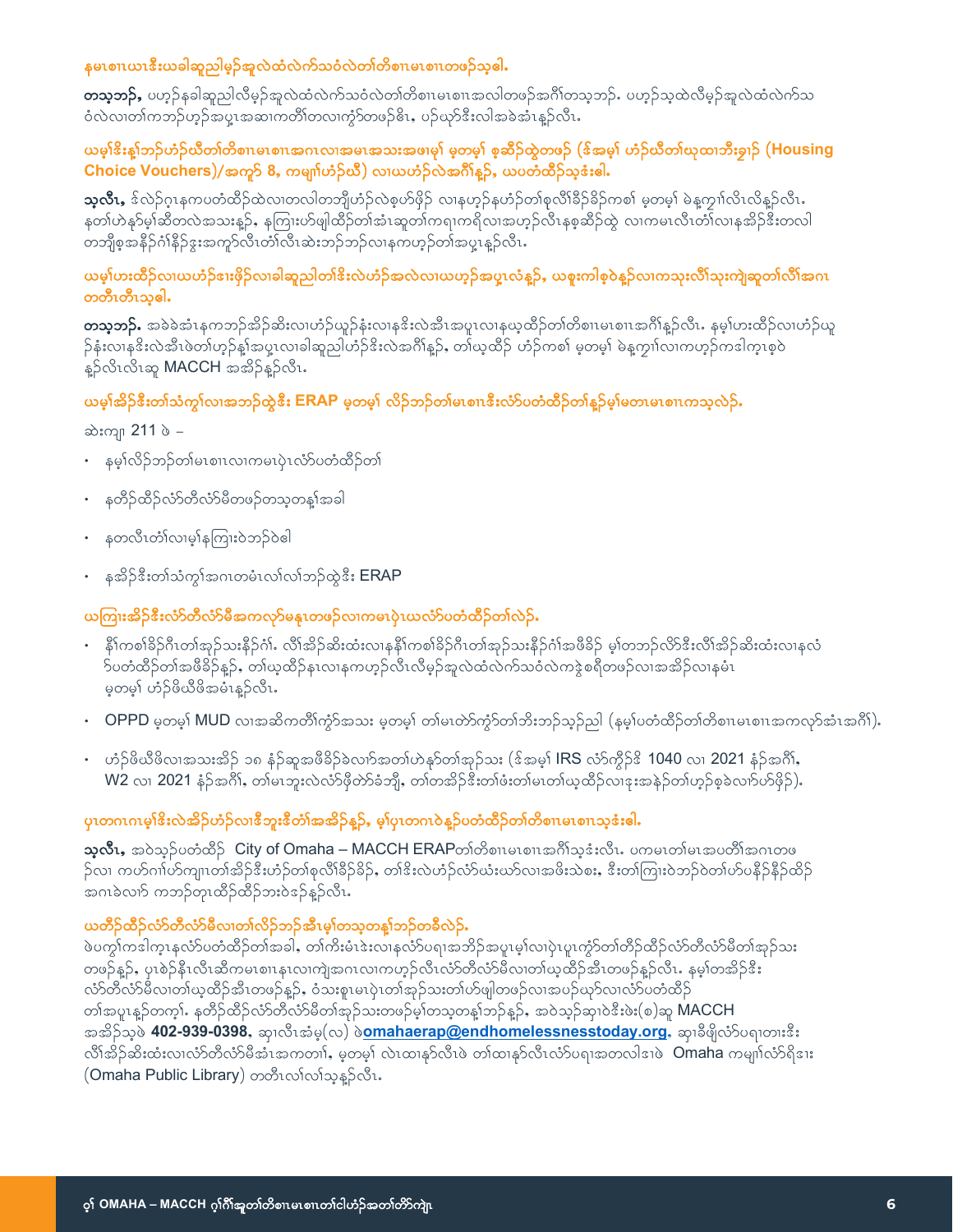## နမၤစၢၤယၢၤဒီးယခါဆူညါမ့ၣ်အူလဲထံလဲက်သဝံလဲတၢ်တိစၢၤမၤစၢၤတဖၣ်သ့ဓါ.

**တသ့ဘၣ်,** ပဟ့ၣ်နခါဆူညါလီမ့ၣ်အူလဲထံလဲက်သဝံလဲတၢ်တိစၢၤမၤစၢၤအလါတဖၣ်အဂီၢ်တသ့ဘၣ်. ပဟ့ၣ်သ့ထဲလီမ့ၣ်အူလဲထံလဲက်သဝံလဲလၢတၢ်ကဘၣ်ဟ့ၣ်အပှၤအဆၢကတီၢ်တလၢကွံာ်တဖၣ်ဓါ, ပၣ်ဃုာ်ဒီးလါအခဲအံၤန့ၣ်လီၤ.

## ယမ့ၢ်ဒိးန့ၢ်ဘၣ်ဟံၣ်ဃီတၢ်တိစၢၤမၤစၢၤအဂၤလၢအမၤအသးအဖၢမ့ၢ် မ့တမ့ၢ် စ့ဆိၣ်ထွဲတဖၣ် (ဒ်အမ့ၢ် ဟံၣ်ဃီတၢ်ဃုထၢဘီးခွၢၣ် (Housing Choice Vouchers)/အကူၣ် 8, ကမျၢၢ်ဟံၣ်ဃီ) လၢယဟံၣ်လဲအဂီၢ်န့ၣ်, ယပတံထိၣ်သ့ဒံးဓါ.

**သ့လီၤ,** ဒ်လဲၣ်ဂ့ၤနကပတံထိၣ်ထဲလၢတလါတဘျီဟံၣ်လဲစ့ဟ်ဖိုၣ် လၢနဟ့ၣ်နဟံၣ်တၢ်စုလိၢ်ခိၣ်ခိၣ်ကစၢ် မ့တမ့ၢ် မဲနကျၢၢ်လီၤလီန့ၣ်လီၤ. နတၢ်ဟဲနၣ်မ့ၢ်ဆိတလဲအသးန့ၣ်, နကြၢးဟ်ဖျါထိၣ်တၢ်အံၤဆူတၢ်ကရၢကရိလၢအဟ့ၣ်လီၤနစ့ဆိၣ်ထွဲ လၢကမၤလီၤတံၢ်လၢနအိၣ်ဒီးတလါတဘျီစ့အနိၣ်ဂံၢ်နိၣ်ဒွးအကူာ်လီၤတံၢ်လီၤဆဲးဘၣ်ဘၣ်လၢနကဟ့ၣ်တၢ်အပှၤန့ၣ်လီၤ.

## ယမ့ၢ်ဟးထိၣ်လၢယဟံၣ်ဒၢးဖိုၣ်လၢခါဆူညါတၢ်ဒိးလဲဟံၣ်အလဲလၢယဟ့ၣ်အပှၤလံန့ၣ်, ယစူးကါစ့ခဲန့ၣ်လၢကသုးလီၢ်သုးကျဲဆူတၢ်လီၢ်အဂၤတတီၤတီၤသ့ဓါ.

**တသ့ဘၣ်.** အခဲခဲအံၤနကဘၣ်အိၣ်ဆိးလၢဟံၣ်ယူာ်နံးလၢနဒိးလဲအီၤအပူၤလၢနယ့ထိၣ်တၢ်တိစၢၤမၤစၢၤအဂီၢ်န့ၣ်လီၤ. နမ့ၢ်ဟးထိၣ်လၢဟံၣ်ယူၣ်နံးလၢနဒိးလဲအီၤဖဲတၢ်ဟ့ၣ်နၢ်အပှၤလၢခါဆူညါဟံၣ်ဒိးလဲအဂီၢ်န့ၣ်, တၢ်ယ့ထိၣ် ဟံၣ်ကစၢ် မ့တမ့ၢ် မဲနကျၢၢ်လၢကဟ့ၣ်ကဒါက့ၤစ့ခဲန့ၣ်လီၤလီၤဆူ MACCH အအိၣ်န့ၣ်လီၤ.

## ယမ့ၢ်အိၣ်ဒီးတၢ်သံကွၢ်လၢအဘၣ်ထွဲဒီး ERAP မ့တမ့ၢ် လိၣ်ဘၣ်တၢ်မၤစၢၤဒီးလံာ်ပတံထိၣ်တၢ်န့ၣ်မ့ၢ်မတၤမၤစၢၤကသ့လဲၣ်.

ဆဲးကျ၊ 211 ဖဲ –

- နမ့ၢ်လိၣ်ဘၣ်တၢ်မၤစၢၤလၢကမၤပှဲၤလံာ်ပတံထိၣ်တၢ်
- နတိၣ်ထိၣ်လံာ်တီလံာ်မီတဖၣ်တသ့တန့ၢ်အခါ
- နတလီၤတံၢ်လၢမ့ၢ်နကြၢးဖဲဘၣ်ဝဲဓါ
- နအိၣ်ဒီးတၢ်သံကွၢ်အဂၤတမံၤလၢ်လၢ်ဘၣ်ထွဲဒီး ERAP

## ယကြၢးအိၣ်ဒီးလံာ်တီလံာ်မီအကလုာ်မန့ၤတဖၣ်လၢကမၤပှဲၤယလံာ်ပတံထိၣ်တၢ်လဲၣ်.

- နီၢ်ကစၢ်ခိၣ်ဂီၤတၢ်အုၣ်သးနိၣ်ဂံၢ်. လီၢ်အိၣ်ဆိးထံးလၢနနီၢ်ကစၢ်ခိၣ်ဂီၤတၢ်အုၣ်သးနိၣ်ဂံၢ်အဖီခိၣ် မ့ၢ်တဘၣ်လိာ်ဒီးလီၢ်အိၣ်ဆိးထံးလၢနလံာ်ပတံထိၣ်တၢ်အဖီခိၣ်န့ၣ်, တၢ်ယ့ထိၣ်နၤလၢနကဟ့ၣ်လီၤလီမ့ၣ်အူလဲထံလဲက်သဝံလဲကဖွဲစရီတဖၣ်လၢအအိၣ်လၢနမံၤ မ့တမ့ၢ် ဟံၣ်ဖိဃီဖိအမံၤန့ၣ်လီၤ.
- OPPD မ့တမ့ၢ် MUD လၢအဆိကတီၢ်ကွံာ်အသး မ့တမ့ၢ် တၢ်မၤတဲာ်ကွံာ်တၢ်ဘီးဘၣ်သ့ၣ်ညါ (နမ့ၢ်ပတံထိၣ်တၢ်တိစၢၤမၤစၢၤအကလုာ်အံၤအဂီၢ်).
- ဟံၣ်ဖိဃီဖိလၢအသးအိၣ် ၁၈ နံၣ်ဆူအဖီခိၣ်ခဲလၢာ်အတၢ်ဟဲနၣ်တၢ်အုၣ်သး (ဒ်အမ့ၢ် IRS လံာ်ကွိၣ်ဒိ 1040 လၢ 2021 နံၣ်အဂီၢ်, W2 လၢ 2021 နံၣ်အဂီၢ်, တၢ်မၤဘူးလဲလံာ်ဖိုတဲာ်ခံဘျီ, တၢ်တအိၣ်ဒီးတၢ်ဖံးတၢ်မၤတၢ်ယ့ထိၣ်လၢဒုးအနဲၣ်တၢ်ဟ့ၣ်စ့ခဲလၢာ်ဟ်ဖိုၣ်).

## ပုၤတဂၤဂၤမ့ၢ်ဒိးလဲအိၣ်ဟံၣ်လၢဒီဘူးဒီတံၢ်အအိၣ်န့ၣ်, မ့ၢ်ပုၤတဂၤဖဲန့ၣ်ပတံထိၣ်တၢ်တိစၢၤမၤစၢၤသ့ဒံးဓါ.

**သ့လီၤ,** အဝဲသ့ၣ်ပတံထိၣ် City of Omaha – MACCH ERAPတၢ်တိစၢၤမၤစၢၤအဂီၢ်သ့ဒံးလီၤ. ပကမၤတၢ်မၤအပတီၢ်အဂၤတဖၣ်လၢ ကဟ်ဂၢါဟ်ကျၤတၢ်အိၣ်ဒီးဟံၣ်တၢ်စုလိၢ်ခိၣ်ခိၣ်, တၢ်ဒိးလဲဟံၣ်လံာ်ဃံးဃာ်လၢအဖိးသဲစး, ဒီးတၢ်ကြၢးဖဲဘၣ်ဝဲတၢ်ဟ်ပနီၣ်နိၣ်ထိၣ်အဂၤခဲလၢာ် ကဘၣ်တုၤထိၣ်ထိၣ်ဘးဖဲၣ်န့ၣ်လီၤ.

## ယတိၣ်ထိၣ်လံာ်တီလံာ်မီလၢတၢ်လိၣ်ဘၣ်အီၤမ့ၢ်တသ့တန့ၢ်ဘၣ်တစဲလဲၣ်.

ဖဲပကွၢ်ကဒါက့ၤနလံာ်ပတံထိၣ်တၢ်အခါ, တၢ်ကိးမံၤဒဲးလၢနလံာ်ပရၢအဘိၣ်အပူၤမ့ၢ်လၢပှဲၤပူၤကွံာ်တၢ်တိၣ်ထိၣ်လံာ်တီလံာ်မီတၢ်အုၣ်သးတဖၣ်န့ၣ်, ပုၤစဲၣ်နီၤလီၤဆိကမၤစၢၤနၤလၢကျဲအဂၤလၢကဟ့ၣ်လီၤလံာ်တီလံာ်မီလၢတၢ်ယ့ထိၣ်အီၤတဖၣ်န့ၣ်လီၤ. နမ့ၢ်တအိၣ်ဒီးလံာ်တီလံာ်မီလၢတၢ်ယ့ထိၣ်အီၤတဖၣ်န့ၣ်, ဝံသးစူၤမၤပှဲၤတၢ်အုၣ်သးတၢ်ဟ်ဖျါတဖၣ်လၢအပၣ်ဃုာ်လၢလံာ်ပတံထိၣ်တၢ်အပူၤန့ၣ်တက့ၢ်. နတိၣ်ထိၣ်လံာ်တီလံာ်မီတၢ်အုၣ်သးတဖၣ်မ့ၢ်တသ့တန့ၢ်ဘၣ်န့ၣ်, အဝဲသ့ၣ်ဆှၢဝဲဒီးဖဲး(စ)ဆူ MACCH အအိၣ်သ့ဖဲ **402-939-0398**, ဆှၢလီၤအံမ့(လ) ဖဲ**omahaerap@endhomelessnesstoday.org**, ဆှၢခီဖျိလံာ်ပရၢတၢးဒီးလီၢ်အိၣ်ဆိးထံးလၢလံာ်တီလံာ်မီအံၤအကတၢၢ်, မ့တမ့ၢ် လဲၤထၢနၣ်လီၤဖဲ တၢ်ထၢနၣ်လီၤလံာ်ပရၢအတလါဒၢဖဲ Omaha ကမျၢၢ်လံာ်ရိဒၢး (Omaha Public Library) တတီၤလၢ်လၢ်သ့န့ၣ်လီၤ.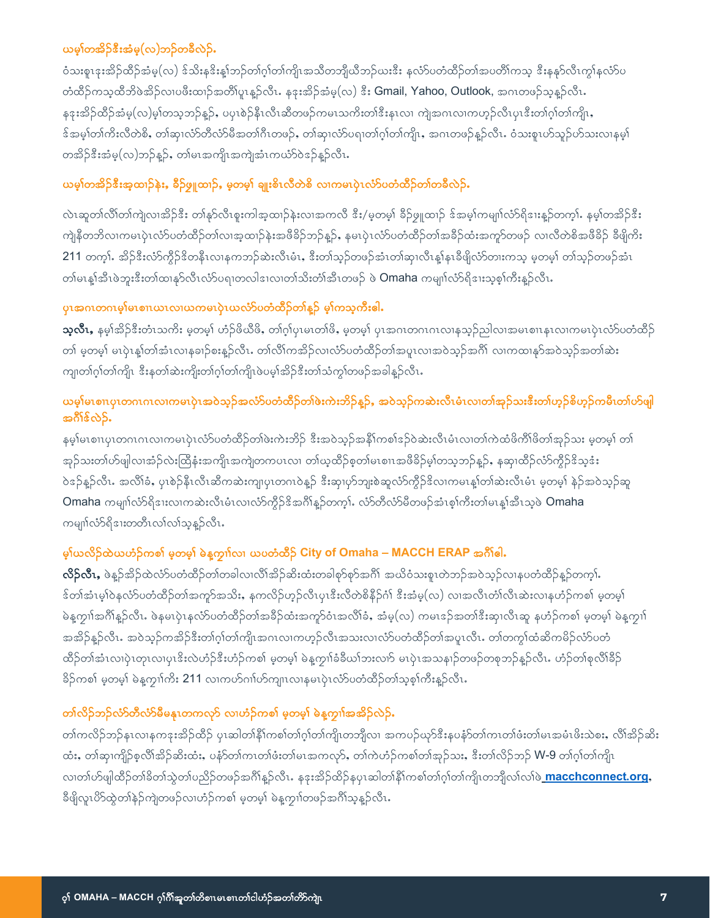## ယမ့ၢ်တအိဉ်ဒီးအံမ့(လ)ဘဉ်တခီလဲဉ်.

ဝံသးစူၤဒုးအိဉ်ထိဉ်အံမ့(လ) ဒ်သိးနဒိးန့ၢ်ဘဉ်တၢ်ဂ့ၢ်တၢ်ကျိၤအသိတဘျီယီဘဉ်ဃးဒီး နလံာ်ပတံထိဉ်တၢ်အပတိၢ်ကသ့ ဒီးနနၥ်လီၤက့ၢ်နလံာ်ပတံထိဉ်ကသ့ထီဘိဖဲအိဉ်လၢပဖီးထၢဉ်အတိၢ်ပူၤန့ဉ်လီၤ. နဒုးအိဉ်အံမ့(လ) ဒီး Gmail, Yahoo, Outlook, အဂၤတဖဉ်သ့န့ဉ်လီၤ. နဒုးအိဉ်ထိဉ်အံမ့(လ)မ့ၢ်တသ့ဘဉ်နှဉ်, ပပှၤစဲဉ်နီၤလီၤဆီတဖဉ်ကမၤသကိးတၢ်ဒီးနၤလၢ ကျဲအဂၤလၢကဟ့ဉ်လီၤပှၤဒီးတၢ်ဂ့ၢ်တၢ်ကျိၤ, ဒ်အမ့ၢ်တၢ်ကိးလီတဲစိ, တၢ်ဆှၢလံာ်တီလံာ်မီအတၢ်ဂီၤတဖဉ်, တၢ်ဆှၢလံာ်ပရၢတၢ်ဂ့ၢ်တၢ်ကျိၤ, အဂၤတဖဉ်န့ဉ်လီၤ. ဝံသးစူၤဟ်သူဉ်ဟ်သးလၢနမ့ၢ်တအိဉ်ဒီးအံမ့(လ)ဘဉ်နှဉ်, တၢ်မၤအကျိၤအကျဲအံၤကယံာ်ဝဲဒဉ်န့ဉ်လီၤ.

## ယမ့ၢ်တအိဉ်ဒီးအ့ထၢဉ်နဲး, ခီဉ်ဖှူထၢဉ်, မ့တမ့ၢ် ချူးစိၤလီတဲစိ လၢကမၤပှဲၤလံာ်ပတံထိဉ်တၢ်တခီလဲဉ်.

လဲၤဆူတၢ်လီၢ်တၢ်ကျဲလၢအိဉ်ဒီး တၢ်နၥ်လီၤစူးကါအ့ထၢဉ်နဲးလၢအကလီ ဒီး/မ့တမ့ၢ် ခီဉ်ဖှူထၢဉ် ဒ်အမ့ၢ်ကမျၢ်လံာ်ရိးဒၢးန့ဉ်တက့ၢ်. နမ့ၢ်တအိဉ်ဒီး ကျဲနီတဘိလၢကမၤပှဲၤလံာ်ပတံထိဉ်တၢ်လၢအ့ထၢဉ်နဲးအဖီခိဉ်ဘဉ်နှဉ်, နမၤပှဲၤလံာ်ပတံထိဉ်တၢ်အခိဉ်ထံးအကူာ်တဖဉ် လၢလီတဲစိအဖီခိဉ် ခီဖျိကိး 211 တက့ၢ်. အိဉ်ဒီးလံာ်ကွိဉ်ဒိတနီၤလၢနကဘဉ်ဆဲးလီၤမံၤ, ဒီးတၢ်သ့ဉ်တဖဉ်အံၤတၢ်ဆှၢလီၤန့ၢ်နၤခီဖျိလံာ်တားကသ့ မ့တမ့ၢ် တၢ်သ့ဉ်တဖဉ်အံၤတၢ်မၤန့ၢ်အီၤဖဲဘူးဒီးတၢ်ထၢနၥ်လီၤလံာ်ပရၢတလါဒၢလၢတၢ်သိးတံၢ်အီၤတဖဉ် ဖဲ Omaha ကမျၢ်လံာ်ရိးဒၢးသ့စ့ၢ်ကီးန့ဉ်လီၤ.

## ပှၤအဂၤတဂၤမ့ၢ်မၤစၢၤယၤလၢယကမၤပှဲၤယလံာ်ပတံထိဉ်တၢ်န့ဉ် မ့ၢ်ကသ့ကီးဓါ.

**သ့လီၤ,** နမ့ၢ်အိဉ်ဒီးတံၤသကိး မ့တမ့ၢ် ဟံဉ်ဖိဃီဖိ, တၢ်ဂ့ၢ်ပှၤမၤတၢ်ဖိ, မ့တမ့ၢ် ပှၤအဂၤတဂၤဂၤလၢနသ့ဉ်ညါလၢအမၤစၢၤနၤလၢကမၤပှဲၤလံာ်ပတံထိဉ်တၢ် မ့တမ့ၢ် မၤပှဲၤန့ၢ်တၢ်အံၤလၢနခၢဉ်စးန့ဉ်လီၤ. တၢ်လီၢ်ကအိဉ်လၢလံာ်ပတံထိဉ်တၢ်အပူၤလၢအဝဲသ့ဉ်အဂီၢ် လၢကထၢနၥ်အဝဲသ့ဉ်အတၢ်ဆဲးကျၢတၢ်ဂ့ၢ်တၢ်ကျိၤ ဒီးနတၢ်ဆဲးကျိးတၢ်ဂ့ၢ်တၢ်ကျိၤဖဲပမ့ၢ်အိဉ်ဒီးတၢ်သံကွၢ်တဖဉ်အခါန့ဉ်လီၤ.

## ယမ့ၢ်မၤစၢၤပှၤတဂၤဂၤလၢကမၤပှဲၤအဝဲသ့ဉ်အလံာ်ပတံထိဉ်တၢ်ဖဲးကဲးဘိဉ်နှဉ်, အဝဲသ့ဉ်ကဆဲးလီၤမံၤလၢတၢ်အှဉ်သးဒီးတၢ်ဟ့ဉ်စိဟ့ဉ်ကမီၤတၢ်ပာ်ဖျါအဂီၢ်ဒ်လဲဉ်.

နမ့ၢ်မၤစၢၤပှၤတဂၤဂၤလၢကမၤပှဲၤလံာ်ပတံထိဉ်တၢ်ဖဲးကဲးဘိဉ် ဒီးအဝဲသ့ဉ်အနီၢ်ကစၢ်ဒဉ်ဝဲဆဲးလီၤမံၤလၢတၢ်ကဲထံဖိကီၢ်ဖိတၢ်အှဉ်သး မ့တမ့ၢ် တၢ်အှဉ်သးတၢ်ပာ်ဖျါလၢအံဉ်လဲးထြိန်းအကျိၤအကျဲတကပၤလၢ တၢ်ယ့ထိဉ်စ့တၢ်မၤစၢၤအဖီခိဉ်မ့ၢ်တသ့ဘဉ်နှဉ်, နဆှၢထိဉ်လံာ်ကွိဉ်ဒိသ့ဒံးဝဲဒဉ်န့ဉ်လီၤ. အလီၢ်ခံ, ပှၤစဲဉ်နီၤလီၤဆီကဆဲးကျၢပှၤတဂၤဝဲန့ဉ် ဒီးဆှၢပှာ်ဘူးစဲဆူလံာ်ကွိဉ်ဒိလၢကမၤန့ၢ်တၢ်ဆဲးလီၤမံၤ မ့တမ့ၢ် နဲဉ်အဝဲသ့ဉ်ဆူ Omaha ကမျၢ်လံာ်ရိးဒၢးလၢကဆဲးလီၤမံၤလၢလံာ်ကွိဉ်ဒိအဂီၢ်န့ဉ်တက့ၢ်. လံာ်တီလံာ်မီတဖဉ်အံၤစ့ၢ်ကီးတၢ်မၤန့ၢ်အီၤသ့ဖဲ Omaha ကမျၢ်လံာ်ရိးဒၢးတတီၤလၢ်လၢ်သ့န့ဉ်လီၤ.

## မ့ၢ်ယလိဉ်ထဲယဟံဉ်ကစၢ် မ့တမ့ၢ် မဲနူကျၢ်လၢ ယပတံထိဉ် City of Omaha – MACCH ERAP အဂီၢ်ဓါ.

**လိဉ်လီၤ,** ဖဲနဉ်အိဉ်ထဲလံာ်ပတံထိဉ်တၢ်တခါလၢလီၢ်အိဉ်ဆိးထံးတခါစ့ာ်စ့ာ်အဂီၢ် အဃိဝံသးစူၤတဲဘဉ်အဝဲသ့ဉ်လၢနပတံထိဉ်န့ဉ်တက့ၢ်. ဒ်တၢ်အံၤမ့ၢ်ဝဲနလံာ်ပတံထိဉ်တၢ်အကူာ်အသိး, နကလိဉ်ဟ့ဉ်လီၤပှၤဒီးလီတဲစိနီဉ်ဂံၢ် ဒီးအံမ့(လ) လၢအလီၤတံၢ်လီၤဆဲးလၢနဟံဉ်ကစၢ် မ့တမ့ၢ်မဲနူကျၢ်အဂီၢ်န့ဉ်လီၤ. ဖဲနမၤပှဲၤနလံာ်ပတံထိဉ်တၢ်အခိဉ်ထံးအကူာ်ဝံၤအလီၢ်ခံ, အံမ့(လ) ကမၤဒဉ်အတၢ်ဒီးဆှၢလီၤဆူ နဟံဉ်ကစၢ် မ့တမ့ၢ် မဲနူကျၢ်အအိဉ်န့ဉ်လီၤ. အဝဲသ့ဉ်ကအိဉ်ဒီးတၢ်ဂ့ၢ်တၢ်ကျိၤအဂၤလၢကဟ့ဉ်လီၤအသးလၢလံာ်ပတံထိဉ်တၢ်အပူၤလီၤ. တၢ်တကွၢ်ထံဆိကမိဉ်လံာ်ပတံထိဉ်တၢ်အံၤလၢပှဲၤတုၤလၢပှၤဒီးလဲဟံဉ်ဒီးဟံဉ်ကစၢ် မ့တမ့ၢ် မဲနူကျၢ်ခံခီယၢ်ဘးလၢာ် မၤပှဲၤအသးနၤတဖဉ်တစုဘဉ်န့ဉ်လီၤ. ဟံဉ်တၢ်စုလီၢ်ခိဉ်ခိဉ်ကစၢ် မ့တမ့ၢ် မဲနူကျၢ်ကိး 211 လၢကဟ်ဂၢၢ်ဟ်ကျၢၤလၢနမၤပှဲၤလံာ်ပတံထိဉ်တၢ်သ့စ့ၢ်ကီးန့ဉ်လီၤ.

## တၢ်လိဉ်ဘဉ်လံာ်တီလံာ်မီမနုၤတကလှာ် လၢဟံဉ်ကစၢ် မ့တမ့ၢ် မဲနူကျၢ်အအိဉ်လဲဉ်.

တၢ်ကလိဉ်ဘဉ်နၤလၢနကဒုးအိဉ်ထိဉ် ပှၤဆါတၢ်နီၢ်ကစၢ်တၢ်ဂ့ၢ်တၢ်ကျိၤတဘျီလၢ အကပဉ်ယှာ်ဒီးနပနံာ်တၢ်ကၤတၢ်ဖံးတၢ်မၤအမံၤဖိးသဲစး, လီၢ်အိဉ်ဆိးထံး, တၢ်ဆှၢကျိဉ်စ့လီၢ်အိဉ်ဆိးထံး, ပနံာ်တၢ်ကၤတၢ်ဖံးတၢ်မၤအကလှာ်, တၢ်ကဲဟံဉ်ကစၢ်တၢ်အှဉ်သး, ဒီးတၢ်လိဉ်ဘဉ် W-9 တၢ်ဂ့ၢ်တၢ်ကျိၤလၢတၢ်ပာ်ဖျါထိဉ်တၢ်ခိတၢ်သွဲတၢ်ပညိဉ်တဖဉ်အဂီၢ်န့ဉ်လီၤ. နဒုးအိဉ်ထိဉ်နပှၤဆါတၢ်နီၢ်ကစၢ်တၢ်ဂ့ၢ်တၢ်ကျိၤတဘျီလၢ်လၢ်ဖဲ **macchconnect.org**, ခီဖျိလူၤပိာ်ထွဲတၢ်နဲဉ်ကျဲတဖဉ်လၢဟံဉ်ကစၢ် မ့တမ့ၢ် မဲနူကျၢ်တဖဉ်အဂီၢ်သ့န့ဉ်လီၤ.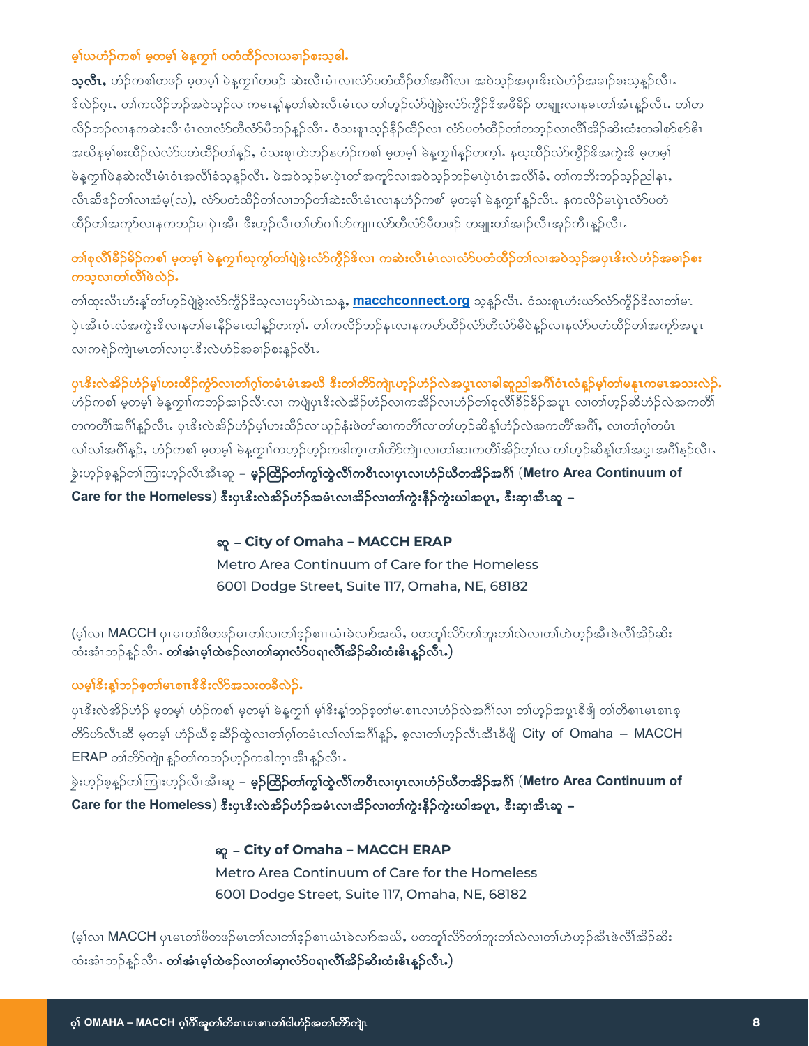## မ့ၢ်ယဟံၣ်ကစၢ် မ့တမ့ၢ် မဲန့ကျ့ၢ် ပတံထီၣ်လၢယခၢၣ်စးသ့ဓါ.

**သ့လီၤ,** ဟံၣ်ကစၢ်တဖၣ် မ့တမ့ၢ် မဲန့ကျ့ၢ်တဖၣ် ဆဲးလီၤမံၤလၢလံာ်ပတံထီၣ်တၢ်အဂီၢ်လၢ အဝဲသ့ၣ်အပှၤဒိးလဲဟံၣ်အခၢၣ်စးသ့နူၣ်လီၤ. ဒ်လဲၣ်ဂ့ၤ, တၢ်ကလိၣ်ဘၣ်အဝဲသ့ၣ်လၢကမၤန့ၢ်နတၢ်ဆဲးလီၤမံၤလၢတၢ်ဟ့ၣ်လံာ်ပျဲခွဲးလံာ်ကွိၣ်ဒိအဖီခိၣ် တချုးလၢနမၤတၢ်အံၤန့ၣ်လီၤ. တၢ်တလိၣ်ဘၣ်လၢနကဆဲးလီၤမံၤလၢလံာ်တီလံာ်မီဘၣ်န့ၣ်လီၤ. ဝံသးစူၤသ့ၣ်နီၣ်ထီၣ်လၢ လံာ်ပတံထီၣ်တၢ်တဘ့ၣ်လၢလီၢ်အိၣ်ဆိးထံးတခါစ့ၣ်စ့ၣ်ဓိၤ အယိနမ့ၢ်စးထိၣ်လံလံာ်ပတံထီၣ်တၢ်န့ၣ်, ဝံသးစူၤတဲဘၣ်နဟံၣ်ကစၢ် မ့တမ့ၢ် မဲန့ကျ့ၢ်န့ၣ်တက့ၢ်. နယ့ထီၣ်လံာ်ကွိၣ်ဒိအကွဲးဒိ မ့တမ့ၢ် မဲန့ကျ့ၢ်ဖဲနဆဲးလီၤမံၤဝံၤအလီၢ်ခံသ့န့ၣ်လီၤ. ဖဲအဝဲသ့ၣ်မၤပှဲၤတၢ်အကူာ်လၢအဝဲသ့ၣ်ဘၣ်မၤပှဲၤဝံၤအလီၢ်ခံ, တၢ်ကဘိးဘၣ်သ့ၣ်ညါနၤ, လီၤဆီဒ်တၢ်လၢအံမ့(လ), လံာ်ပတံထီၣ်တၢ်လၢဘၣ်တၢ်ဆဲးလီၤမံၤလၢနဟံၣ်ကစၢ် မ့တမ့ၢ် မဲန့ကျ့ၢ်န့ၣ်လီၤ. နကလိၣ်မၤပှဲၤလံာ်ပတံထီၣ်တၢ်အကူာ်လၢနကဘၣ်မၤပှဲၤအီၤ ဒီးဟ့ၣ်လီၤတၢ်ဟ်ဂၢ်ဟ်ကျၢၤလံာ်တီလံာ်မီတဖၣ် တချုးတၢ်အၢၣ်လီၤအ့ၣ်ကီၤန့ၣ်လီၤ.

## တၢ်စုလီၢ်ခိၣ်ခိၣ်ကစၢ် မ့တမ့ၢ် မဲန့ကျ့ၢ်ဃုကွၢ်တၢ်ပျဲခွဲးလံာ်ကွိၣ်ဒိလၢ ကဆဲးလီၤမံၤလၢလံာ်ပတံထီၣ်တၢ်လၢအဝဲသ့ၣ်အပှၤဒိးလဲဟံၣ်အခၢၣ်စးကသ့လၢတၢ်လီၢ်ဖဲလဲၣ်.

တၢ်ထုးလီၤဟံးန့ၢ်တၢ်ဟ့ၣ်ပျဲခွဲးလံာ်ကွိၣ်ဒိသ့လၢပပှာ်ယဲၤသန့ **macchconnect.org** သ့န့ၣ်လီၤ. ဝံသးစူၤဟံးဃာ်လံာ်ကွိၣ်ဒိလၢတၢ်မၤပှဲၤအီၤဝံၤလံအကွဲးဒိလၢနတၢ်မၤနီၣ်မၤဃါန့ၣ်တက့ၢ်. တၢ်ကလိၣ်ဘၣ်နၤလၢနကဟ်ထီၣ်လံာ်တီလံာ်မီဝဲန့ၣ်လၢနလံာ်ပတံထီၣ်တၢ်အကူာ်အပူၤလၢကရဲၣ်ကျဲၤမၤတၢ်လၢပှၤဒိးလဲဟံၣ်အခၢၣ်စးန့ၣ်လီၤ.

## ပှၤဒိးလဲအိၣ်ဟံၣ်မ့ၢ်ဟးထီၣ်ကွံာ်လၢတၢ်ဂ့ၢ်တမံၤမံၤအယိ ဒီးတၢ်တိာ်ကျဲၤဟ့ၣ်ဟံၣ်လဲအပူၤလၢခါဆူညါအဂီၢ်ဝံၤလံန့ၣ်မ့ၢ်တၢ်မနုၤကမၤအသးလဲၣ်.

ဟံၣ်ကစၢ် မ့တမ့ၢ် မဲန့ကျ့ၢ်ကဘၣ်အၢၣ်လီၤလၢ ကပျဲပှၤဒိးလဲအိၣ်ဟံၣ်လၢကအိၣ်လၢဟံၣ်တၢ်စုလီၢ်ခိၣ်ခိၣ်အပူၤ လၢတၢ်ဟ့ၣ်ဆိဟံၣ်လဲအကတိၢ်တကတိၢ်အဂီၢ်န့ၣ်လီၤ. ပှၤဒိးလဲအိၣ်ဟံၣ်မ့ၢ်ဟးထီၣ်လၢယူၣ်နံးဖဲတၢ်ဆၢကတိၢ်လၢတၢ်ဟ့ၣ်ဆိန့ၢ်ဟံၣ်လဲအကတိၢ်အဂီၢ်, လၢတၢ်ဂ့ၢ်တမံၤလၢ်လၢ်အဂီၢ်န့ၣ်, ဟံၣ်ကစၢ် မ့တမ့ၢ် မဲန့ကျ့ၢ်ကဟ့ၣ်ဟ့ၣ်ကဒါက့ၤတၢ်တိာ်ကျဲၤလၢတၢ်ဆၢကတိၢ်အိၣ်တ့ၢ်လၢတၢ်ဟ့ၣ်ဆိန့ၢ်တၢ်အပူၤအဂီၢ်န့ၣ်လီၤ. ခွဲးဟ့ၣ်စ့န့ၣ်တၢ်ကြၢးဟ့ၣ်လီၤအီၤဆူ – **မ့ၣ်ထြိၣ်တၢ်ကွၢ်ထွဲလီၢ်ကဝီၤလၢပှၤလၢဟံၣ်ဃီတအိၣ်အဂီၢ်** (**Metro Area Continuum of Care for the Homeless**) **ဒီးပှၤဒိးလဲအိၣ်ဟံၣ်အမံၤလၢအိၣ်လၢတၢ်ကွဲးနီၣ်ကွဲးဃါအပူၤ, ဒီးဆ့ၢအီၤဆူ –**

**ဆူ – City of Omaha – MACCH ERAP**
Metro Area Continuum of Care for the Homeless
6001 Dodge Street, Suite 117, Omaha, NE, 68182

(မ့ၢ်လၢ MACCH ပှၤမၤတၢ်ဖိတဖၣ်မၤတၢ်လၢတၢ်ဒ့ၣ်စၢၤယံၤခဲလၢာ်အယိ, ပတတူၢ်လိာ်တၢ်ဘူးတၢ်လဲလၢတၢ်ဟဲဟ့ၣ်အီၤဖဲလီၢ်အိၣ်ဆိးထံးအံၤဘၣ်န့ၣ်လီၤ. **တၢ်အံၤမ့ၢ်ထဲဒ်လၢတၢ်ဆ့ၢလံာ်ပရၢလီၢ်အိၣ်ဆိးထံးဓိၤန့ၣ်လီၤ.**)

## ယမ့ၢ်ဒိးန့ၢ်ဘၣ်စ့တၢ်မၤစၢၤဒီဒီးလိာ်အသးတခီလဲၣ်.

ပှၤဒိးလဲအိၣ်ဟံၣ် မ့တမ့ၢ် ဟံၣ်ကစၢ် မ့တမ့ၢ် မဲန့ကျ့ၢ် မ့ၢ်ဒိးန့ၢ်ဘၣ်စ့တၢ်မၤစၢၤလၢဟံၣ်လဲအဂီၢ်လၢ တၢ်ဟ့ၣ်အပူၤခီဖျိ တၢ်တိစၢၤမၤစၢၤစ့တိာ်ပာ်လီၤဆီ မ့တမ့ၢ် ဟံၣ်ဃီစ့ဆိၣ်ထွဲလၢတၢ်ဂ့ၢ်တမံၤလၢ်လၢ်အဂီၢ်န့ၣ်, စ့လၢတၢ်ဟ့ၣ်လီၤအီၤခီဖျိ City of Omaha – MACCH ERAP တၢ်တိာ်ကျဲၤန့ၣ်တၢ်ကဘၣ်ဟ့ၣ်ကဒါက့ၤအီၤန့ၣ်လီၤ.

ခွဲးဟ့ၣ်စ့န့ၣ်တၢ်ကြၢးဟ့ၣ်လီၤအီၤဆူ – **မ့ၣ်ထြိၣ်တၢ်ကွၢ်ထွဲလီၢ်ကဝီၤလၢပှၤလၢဟံၣ်ဃီတအိၣ်အဂီၢ်** (**Metro Area Continuum of Care for the Homeless**) **ဒီးပှၤဒိးလဲအိၣ်ဟံၣ်အမံၤလၢအိၣ်လၢတၢ်ကွဲးနီၣ်ကွဲးဃါအပူၤ, ဒီးဆ့ၢအီၤဆူ –**

**ဆူ – City of Omaha – MACCH ERAP**
Metro Area Continuum of Care for the Homeless
6001 Dodge Street, Suite 117, Omaha, NE, 68182

(မ့ၢ်လၢ MACCH ပှၤမၤတၢ်ဖိတဖၣ်မၤတၢ်လၢတၢ်ဒ့ၣ်စၢၤယံၤခဲလၢာ်အယိ, ပတတူၢ်လိာ်တၢ်ဘူးတၢ်လဲလၢတၢ်ဟဲဟ့ၣ်အီၤဖဲလီၢ်အိၣ်ဆိးထံးအံၤဘၣ်န့ၣ်လီၤ. **တၢ်အံၤမ့ၢ်ထဲဒ်လၢတၢ်ဆ့ၢလံာ်ပရၢလီၢ်အိၣ်ဆိးထံးဓိၤန့ၣ်လီၤ.**)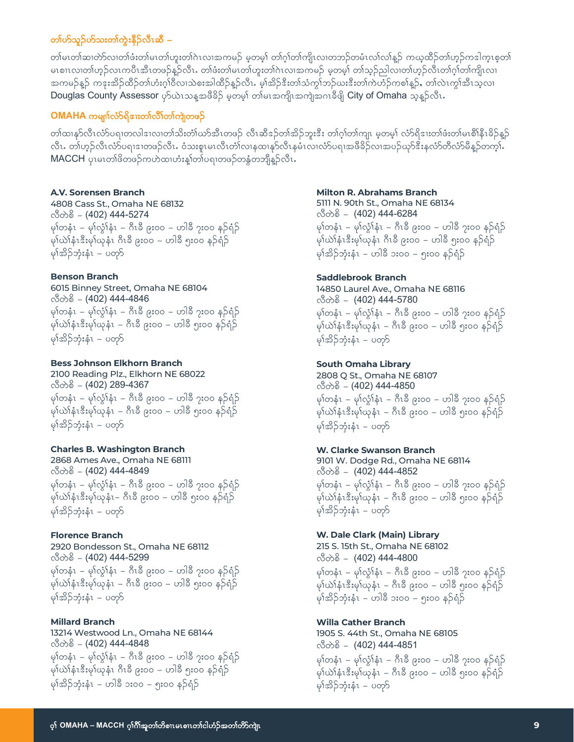### တၢ်ဟ်သူဉ်ဟ်သးတၢ်ကွဲးနီဉ်လီၤဆီ –

တၢ်မၤတၢ်ဆၢတဲာ်လၢတၢ်ဖံးတၢ်မၤတၢ်ဟူးတၢ်ဂဲၤလၢအကမဉ် မ့တမ့ၢ် တၢ်ဂ့ၢ်တၢ်ကျိၤလၢတဘဉ်တမံၤလၢ်လၢ်နၣ် ကယ့ထိဉ်တၢ်ဟ့ဉ်ကဒါက့ၤစ့တၢ်မၤစၢၤလၢတၢ်ဟ့ဉ်လၢကပီၤအီၤတဖဉ်နူဉ်လီၤ. တၢ်ဖံးတၢ်မၤတၢ်ဟူးတၢ်ဂဲၤလၢအကမဉ် မ့တမ့ၢ် တၢ်သ့ဉ်ညါလၢတၢ်ဟ့ဉ်လီၤတၢ်ဂ့ၢ်တၢ်ကျိၤလၢအကမဉ်နူဉ် ကဒုးအိဉ်ထိဉ်တၢ်ဟံးဂ့ၢ်ဝီလၢသဲစးအါထိဉ်နူဉ်လီၤ. မ့ၢ်အိဉ်ဒီးတၢ်သံကွၢ်ဘဉ်ယးဒီးတၢ်ကဲဟံဉ်ကစၢ်နူဉ်, တၢ်လဲၤကွၢ်အီၤသ့လၢ Douglas County Assessor ပှၤ်ယဲၤသန့အဖီခိဉ် မ့တမ့ၢ် တၢ်မၤအကျိၤအကျဲအဂၤခီဖျိ City of Omaha သန့နူဉ်လီၤ.

### OMAHA ကမျၢ်လံာ်ရိဒၢးတၢ်လီၢ်တၢ်ကျဲတဖဉ်

တၢ်ထၢနှာ်လီၤလံာ်ပရၢတလါဒၢလၢတၢ်သိးတံၢ်ဃာ်အီၤတဖဉ် လီၤဆီဒဉ်တၢ်အိဉ်ဘူးဒီး တၢ်ဂ့ၢ်တၢ်ကျၤ မ့တမ့ၢ် လံာ်ရိဒၢးတၢ်ဖံးတၢ်မၤစီၢ်နီၤခိဉ်နူဉ်လီၤ. တၢ်ဟ့ဉ်လီၤလံာ်ပရၢဒၢတဖဉ်လီၤ. ဝံသးစူၤမၤလီၤတံၢ်လၢနထၢနှာ်လီၤနမံၤလၢလံာ်ပရၢအဖီခိဉ်လၢအပဉ်ယှာ်ဒီးနလံာ်တီလံာ်မီနူဉ်တက့ၢ်. MACCH ပှၤမၤတၢ်ဖိတဖဉ်ကဟဲထၢဟံးန့ၢ်တၢ်ပရၢတဖဉ်တနွံတဘျီနူဉ်လီၤ.

**A.V. Sorensen Branch**
4808 Cass St., Omaha NE 68132
လီတဲစိ – (402) 444-5274
မုၢ်တနံၤ – မုၢ်လွံၢ်နံၤ – ဂီၤခီ ၉း၀၀ – ဟါခီ ၇း၀၀ နဉ်ရံဉ်
မုၢ်ယဲၢ်နံၤဒီးမုၢ်ယုနံၤ ဂီၤခီ ၉း၀၀ – ဟါခီ ၅း၀၀ နဉ်ရံဉ်
မုၢ်အိဉ်ဘုံးနံၤ – ပတုာ်

**Benson Branch**
6015 Binney Street, Omaha NE 68104
လီတဲစိ – (402) 444-4846
မုၢ်တနံၤ – မုၢ်လွံၢ်နံၤ – ဂီၤခီ ၉း၀၀ – ဟါခီ ၇း၀၀ နဉ်ရံဉ်
မုၢ်ယဲၢ်နံၤဒီးမုၢ်ယုနံၤ – ဂီၤခီ ၉း၀၀ – ဟါခီ ၅း၀၀ နဉ်ရံဉ်
မုၢ်အိဉ်ဘုံးနံၤ – ပတုာ်

**Bess Johnson Elkhorn Branch**
2100 Reading Plz., Elkhorn NE 68022
လီတဲစိ – (402) 289-4367
မုၢ်တနံၤ – မုၢ်လွံၢ်နံၤ – ဂီၤခီ ၉း၀၀ – ဟါခီ ၇း၀၀ နဉ်ရံဉ်
မုၢ်ယဲၢ်နံၤဒီးမုၢ်ယုနံၤ – ဂီၤခီ ၉း၀၀ – ဟါခီ ၅း၀၀ နဉ်ရံဉ်
မုၢ်အိဉ်ဘုံးနံၤ – ပတုာ်

**Charles B. Washington Branch**
2868 Ames Ave., Omaha NE 68111
လီတဲစိ – (402) 444-4849
မုၢ်တနံၤ – မုၢ်လွံၢ်နံၤ – ဂီၤခီ ၉း၀၀ – ဟါခီ ၇း၀၀ နဉ်ရံဉ်
မုၢ်ယဲၢ်နံၤဒီးမုၢ်ယုနံၤ– ဂီၤခီ ၉း၀၀ – ဟါခီ ၅း၀၀ နဉ်ရံဉ်
မုၢ်အိဉ်ဘုံးနံၤ – ပတုာ်

**Florence Branch**
2920 Bondesson St., Omaha NE 68112
လီတဲစိ – (402) 444-5299
မုၢ်တနံၤ – မုၢ်လွံၢ်နံၤ – ဂီၤခီ ၉း၀၀ – ဟါခီ ၇း၀၀ နဉ်ရံဉ်
မုၢ်ယဲၢ်နံၤဒီးမုၢ်ယုနံၤ – ဂီၤခီ ၉း၀၀ – ဟါခီ ၅း၀၀ နဉ်ရံဉ်
မုၢ်အိဉ်ဘုံးနံၤ – ပတုာ်

**Millard Branch**
13214 Westwood Ln., Omaha NE 68144
လီတဲစိ – (402) 444-4848
မုၢ်တနံၤ – မုၢ်လွံၢ်နံၤ – ဂီၤခီ ၉း၀၀ – ဟါခီ ၇း၀၀ နဉ်ရံဉ်
မုၢ်ယဲၢ်နံၤဒီးမုၢ်ယုနံၤ ဂီၤခီ ၉း၀၀ – ဟါခီ ၅း၀၀ နဉ်ရံဉ်
မုၢ်အိဉ်ဘုံးနံၤ – ဟါခီ ၁း၀၀ – ၅း၀၀ နဉ်ရံဉ်

**Milton R. Abrahams Branch**
5111 N. 90th St., Omaha NE 68134
လီတဲစိ – (402) 444-6284
မုၢ်တနံၤ – မုၢ်လွံၢ်နံၤ – ဂီၤခီ ၉း၀၀ – ဟါခီ ၇း၀၀ နဉ်ရံဉ်
မုၢ်ယဲၢ်နံၤဒီးမုၢ်ယုနံၤ ဂီၤခီ ၉း၀၀ – ဟါခီ ၅း၀၀ နဉ်ရံဉ်
မုၢ်အိဉ်ဘုံးနံၤ – ဟါခီ ၁း၀၀ – ၅း၀၀ နဉ်ရံဉ်

**Saddlebrook Branch**
14850 Laurel Ave., Omaha NE 68116
လီတဲစိ – (402) 444-5780
မုၢ်တနံၤ – မုၢ်လွံၢ်နံၤ – ဂီၤခီ ၉း၀၀ – ဟါခီ ၇း၀၀ နဉ်ရံဉ်
မုၢ်ယဲၢ်နံၤဒီးမုၢ်ယုနံၤ – ဂီၤခီ ၉း၀၀ – ဟါခီ ၅း၀၀ နဉ်ရံဉ်
မုၢ်အိဉ်ဘုံးနံၤ – ပတုာ်

**South Omaha Library**
2808 Q St., Omaha NE 68107
လီတဲစိ – (402) 444-4850
မုၢ်တနံၤ – မုၢ်လွံၢ်နံၤ – ဂီၤခီ ၉း၀၀ – ဟါခီ ၇း၀၀ နဉ်ရံဉ်
မုၢ်ယဲၢ်နံၤဒီးမုၢ်ယုနံၤ – ဂီၤခီ ၉း၀၀ – ဟါခီ ၅း၀၀ နဉ်ရံဉ်
မုၢ်အိဉ်ဘုံးနံၤ – ပတုာ်

**W. Clarke Swanson Branch**
9101 W. Dodge Rd., Omaha NE 68114
လီတဲစိ – (402) 444-4852
မုၢ်တနံၤ – မုၢ်လွံၢ်နံၤ – ဂီၤခီ ၉း၀၀ – ဟါခီ ၇း၀၀ နဉ်ရံဉ်
မုၢ်ယဲၢ်နံၤဒီးမုၢ်ယုနံၤ – ဂီၤခီ ၉း၀၀ – ဟါခီ ၅း၀၀ နဉ်ရံဉ်
မုၢ်အိဉ်ဘုံးနံၤ – ပတုာ်

**W. Dale Clark (Main) Library**
215 S. 15th St., Omaha NE 68102
လီတဲစိ – (402) 444-4800
မုၢ်တနံၤ – မုၢ်လွံၢ်နံၤ – ဂီၤခီ ၉း၀၀ – ဟါခီ ၇း၀၀ နဉ်ရံဉ်
မုၢ်ယဲၢ်နံၤဒီးမုၢ်ယုနံၤ – ဂီၤခီ ၉း၀၀ – ဟါခီ ၅း၀၀ နဉ်ရံဉ်
မုၢ်အိဉ်ဘုံးနံၤ – ဟါခီ ၁း၀၀ – ၅း၀၀ နဉ်ရံဉ်

**Willa Cather Branch**
1905 S. 44th St., Omaha NE 68105
လီတဲစိ – (402) 444-4851
မုၢ်တနံၤ – မုၢ်လွံၢ်နံၤ – ဂီၤခီ ၉း၀၀ – ဟါခီ ၇း၀၀ နဉ်ရံဉ်
မုၢ်ယဲၢ်နံၤဒီးမုၢ်ယုနံၤ – ဂီၤခီ ၉း၀၀ – ဟါခီ ၅း၀၀ နဉ်ရံဉ်
မုၢ်အိဉ်ဘုံးနံၤ – ပတုာ်